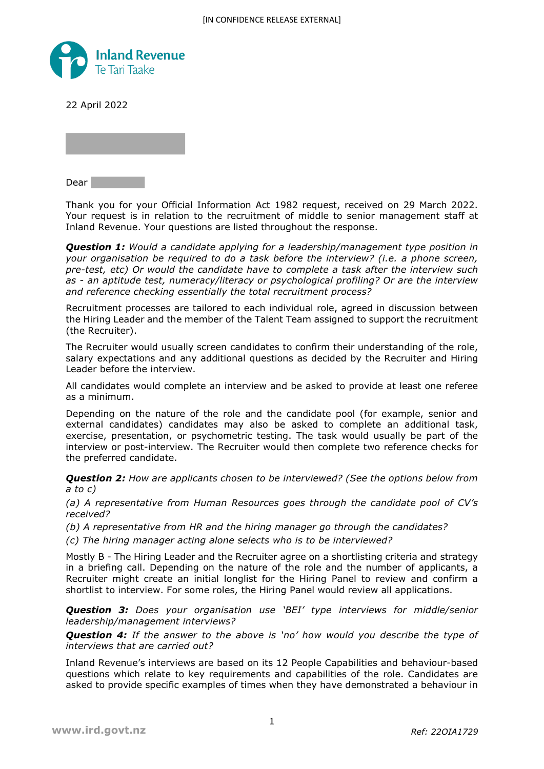22 April 2022

Dear

Thank you for your Official Information Act 1982 request, received on 29 March 2022. Your request is in relation to the recruitment of middle to senior management staff at Inland Revenue. Your questions are listed throughout the response.

***Question 1:*** *Would a candidate applying for a leadership/management type position in your organisation be required to do a task before the interview? (i.e. a phone screen, pre-test, etc) Or would the candidate have to complete a task after the interview such as - an aptitude test, numeracy/literacy or psychological profiling? Or are the interview and reference checking essentially the total recruitment process?*

Recruitment processes are tailored to each individual role, agreed in discussion between the Hiring Leader and the member of the Talent Team assigned to support the recruitment (the Recruiter).

The Recruiter would usually screen candidates to confirm their understanding of the role, salary expectations and any additional questions as decided by the Recruiter and Hiring Leader before the interview.

All candidates would complete an interview and be asked to provide at least one referee as a minimum.

Depending on the nature of the role and the candidate pool (for example, senior and external candidates) candidates may also be asked to complete an additional task, exercise, presentation, or psychometric testing. The task would usually be part of the interview or post-interview. The Recruiter would then complete two reference checks for the preferred candidate.

***Question 2:*** *How are applicants chosen to be interviewed? (See the options below from a to c)*

*(a) A representative from Human Resources goes through the candidate pool of CV's received?*

*(b) A representative from HR and the hiring manager go through the candidates?*

*(c) The hiring manager acting alone selects who is to be interviewed?*

Mostly B - The Hiring Leader and the Recruiter agree on a shortlisting criteria and strategy in a briefing call. Depending on the nature of the role and the number of applicants, a Recruiter might create an initial longlist for the Hiring Panel to review and confirm a shortlist to interview. For some roles, the Hiring Panel would review all applications.

***Question 3:*** *Does your organisation use 'BEI' type interviews for middle/senior leadership/management interviews?*

***Question 4:*** *If the answer to the above is 'no' how would you describe the type of interviews that are carried out?*

Inland Revenue's interviews are based on its 12 People Capabilities and behaviour-based questions which relate to key requirements and capabilities of the role. Candidates are asked to provide specific examples of times when they have demonstrated a behaviour in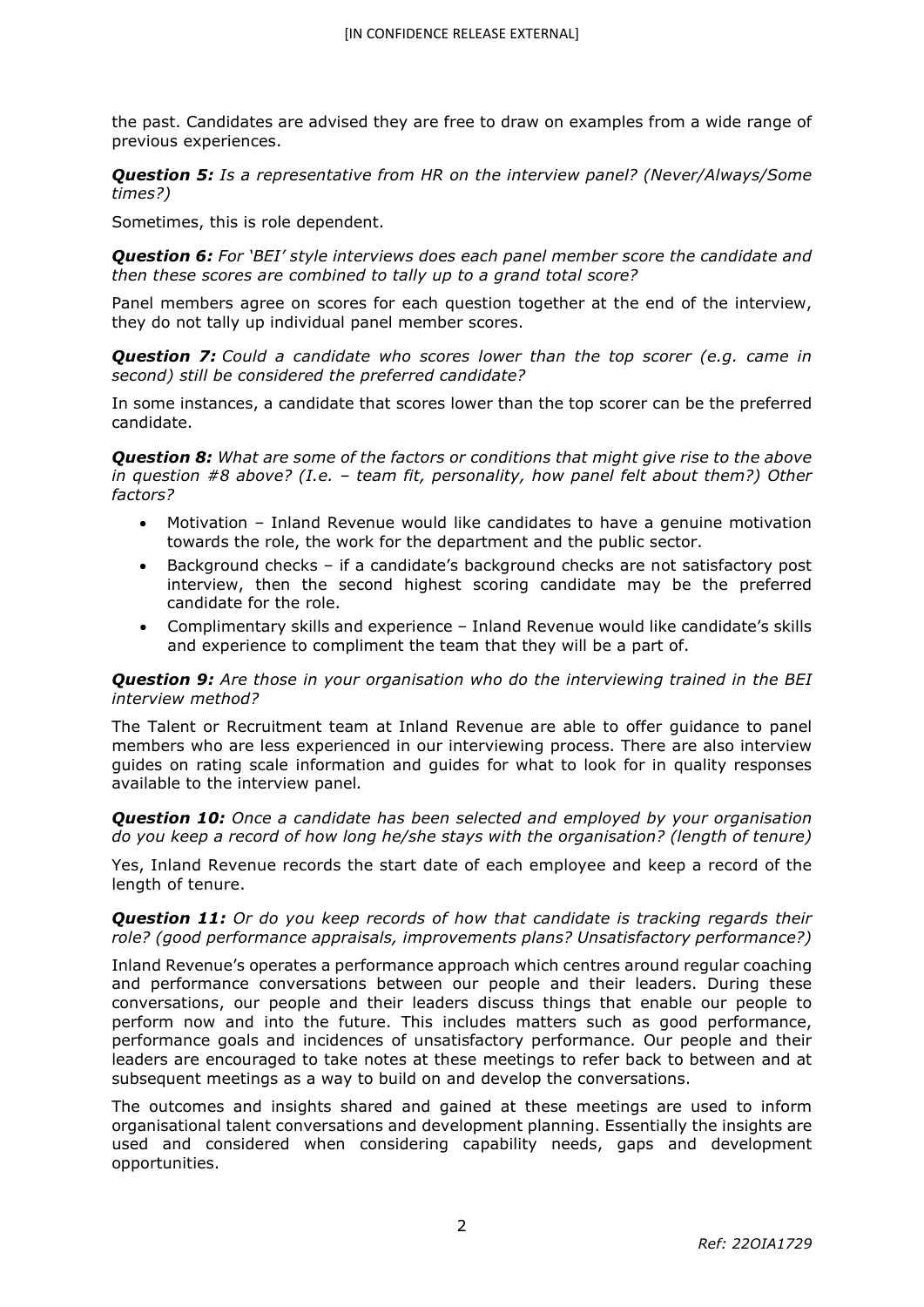the past. Candidates are advised they are free to draw on examples from a wide range of previous experiences.

***Question 5:*** *Is a representative from HR on the interview panel? (Never/Always/Some times?)*

Sometimes, this is role dependent.

***Question 6:*** *For 'BEI' style interviews does each panel member score the candidate and then these scores are combined to tally up to a grand total score?*

Panel members agree on scores for each question together at the end of the interview, they do not tally up individual panel member scores.

***Question 7:*** *Could a candidate who scores lower than the top scorer (e.g. came in second) still be considered the preferred candidate?*

In some instances, a candidate that scores lower than the top scorer can be the preferred candidate.

***Question 8:*** *What are some of the factors or conditions that might give rise to the above in question #8 above? (I.e. – team fit, personality, how panel felt about them?) Other factors?*

- Motivation – Inland Revenue would like candidates to have a genuine motivation towards the role, the work for the department and the public sector.
- Background checks – if a candidate's background checks are not satisfactory post interview, then the second highest scoring candidate may be the preferred candidate for the role.
- Complimentary skills and experience – Inland Revenue would like candidate's skills and experience to compliment the team that they will be a part of.

***Question 9:*** *Are those in your organisation who do the interviewing trained in the BEI interview method?*

The Talent or Recruitment team at Inland Revenue are able to offer guidance to panel members who are less experienced in our interviewing process. There are also interview guides on rating scale information and guides for what to look for in quality responses available to the interview panel.

***Question 10:*** *Once a candidate has been selected and employed by your organisation do you keep a record of how long he/she stays with the organisation? (length of tenure)*

Yes, Inland Revenue records the start date of each employee and keep a record of the length of tenure.

***Question 11:*** *Or do you keep records of how that candidate is tracking regards their role? (good performance appraisals, improvements plans? Unsatisfactory performance?)*

Inland Revenue's operates a performance approach which centres around regular coaching and performance conversations between our people and their leaders. During these conversations, our people and their leaders discuss things that enable our people to perform now and into the future. This includes matters such as good performance, performance goals and incidences of unsatisfactory performance. Our people and their leaders are encouraged to take notes at these meetings to refer back to between and at subsequent meetings as a way to build on and develop the conversations.

The outcomes and insights shared and gained at these meetings are used to inform organisational talent conversations and development planning. Essentially the insights are used and considered when considering capability needs, gaps and development opportunities.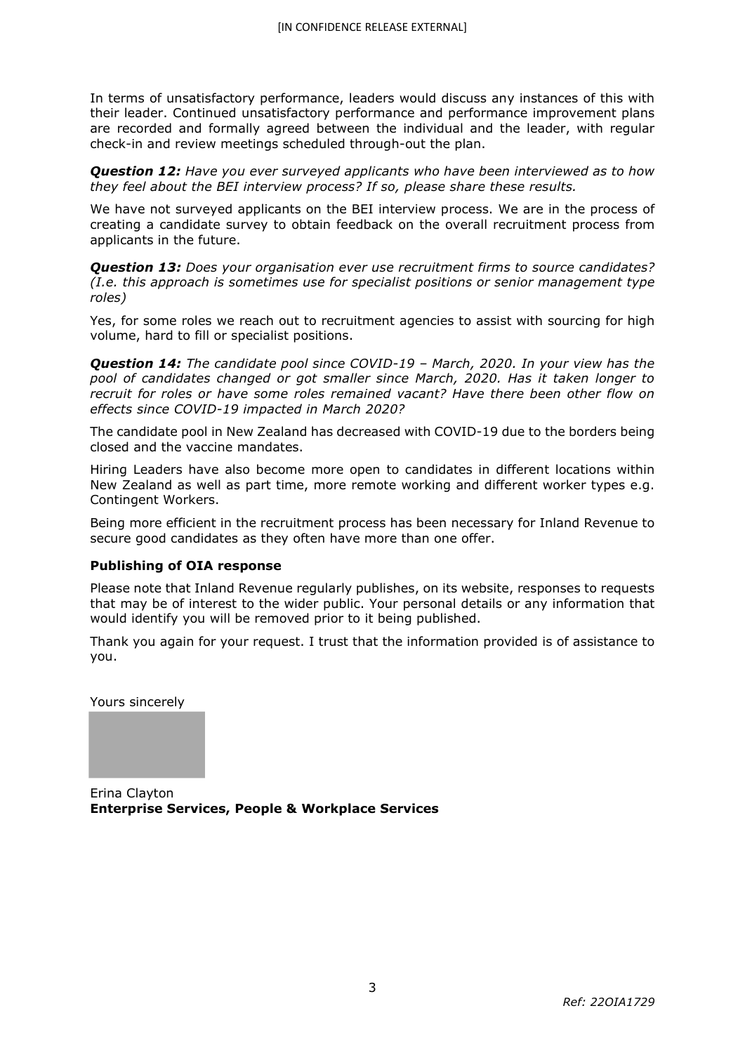In terms of unsatisfactory performance, leaders would discuss any instances of this with their leader. Continued unsatisfactory performance and performance improvement plans are recorded and formally agreed between the individual and the leader, with regular check-in and review meetings scheduled through-out the plan.

***Question 12:*** *Have you ever surveyed applicants who have been interviewed as to how they feel about the BEI interview process? If so, please share these results.*

We have not surveyed applicants on the BEI interview process. We are in the process of creating a candidate survey to obtain feedback on the overall recruitment process from applicants in the future.

***Question 13:*** *Does your organisation ever use recruitment firms to source candidates? (I.e. this approach is sometimes use for specialist positions or senior management type roles)*

Yes, for some roles we reach out to recruitment agencies to assist with sourcing for high volume, hard to fill or specialist positions.

***Question 14:*** *The candidate pool since COVID-19 – March, 2020. In your view has the pool of candidates changed or got smaller since March, 2020. Has it taken longer to recruit for roles or have some roles remained vacant? Have there been other flow on effects since COVID-19 impacted in March 2020?*

The candidate pool in New Zealand has decreased with COVID-19 due to the borders being closed and the vaccine mandates.

Hiring Leaders have also become more open to candidates in different locations within New Zealand as well as part time, more remote working and different worker types e.g. Contingent Workers.

Being more efficient in the recruitment process has been necessary for Inland Revenue to secure good candidates as they often have more than one offer.

**Publishing of OIA response**

Please note that Inland Revenue regularly publishes, on its website, responses to requests that may be of interest to the wider public. Your personal details or any information that would identify you will be removed prior to it being published.

Thank you again for your request. I trust that the information provided is of assistance to you.

Yours sincerely

Erina Clayton
**Enterprise Services, People & Workplace Services**